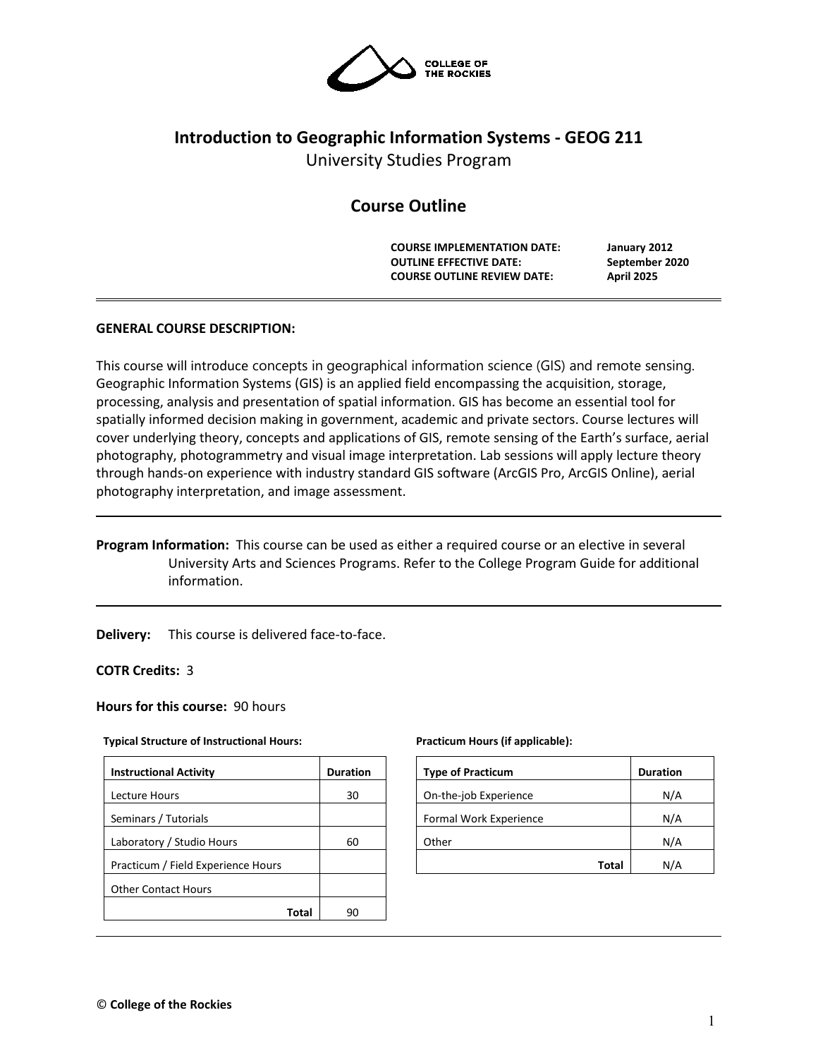COLLEGE OF THE ROCKIES

# Introduction to Geographic Information Systems - GEOG 211

University Studies Program

## Course Outline

| | |
|---|---|
| **COURSE IMPLEMENTATION DATE:** | **January 2012** |
| **OUTLINE EFFECTIVE DATE:** | **September 2020** |
| **COURSE OUTLINE REVIEW DATE:** | **April 2025** |

**GENERAL COURSE DESCRIPTION:**

This course will introduce concepts in geographical information science (GIS) and remote sensing. Geographic Information Systems (GIS) is an applied field encompassing the acquisition, storage, processing, analysis and presentation of spatial information. GIS has become an essential tool for spatially informed decision making in government, academic and private sectors. Course lectures will cover underlying theory, concepts and applications of GIS, remote sensing of the Earth's surface, aerial photography, photogrammetry and visual image interpretation. Lab sessions will apply lecture theory through hands-on experience with industry standard GIS software (ArcGIS Pro, ArcGIS Online), aerial photography interpretation, and image assessment.

**Program Information:** This course can be used as either a required course or an elective in several University Arts and Sciences Programs. Refer to the College Program Guide for additional information.

**Delivery:** This course is delivered face-to-face.

**COTR Credits:** 3

**Hours for this course:** 90 hours

**Typical Structure of Instructional Hours:**

| Instructional Activity | Duration |
|---|---|
| Lecture Hours | 30 |
| Seminars / Tutorials | |
| Laboratory / Studio Hours | 60 |
| Practicum / Field Experience Hours | |
| Other Contact Hours | |
| **Total** | 90 |

**Practicum Hours (if applicable):**

| Type of Practicum | Duration |
|---|---|
| On-the-job Experience | N/A |
| Formal Work Experience | N/A |
| Other | N/A |
| **Total** | N/A |

© **College of the Rockies**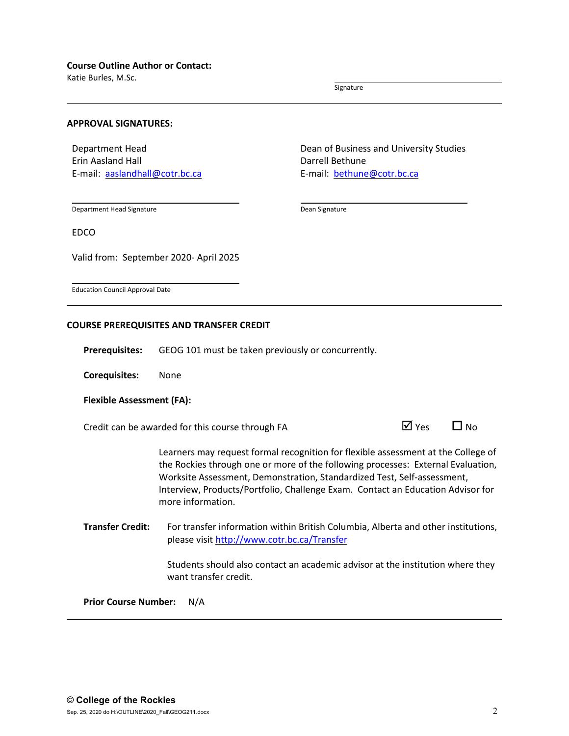**Course Outline Author or Contact:**
Katie Burles, M.Sc.

Signature

---

**APPROVAL SIGNATURES:**

Department Head
Erin Aasland Hall
E-mail: aaslandhall@cotr.bc.ca

Department Head Signature

Dean of Business and University Studies
Darrell Bethune
E-mail: bethune@cotr.bc.ca

Dean Signature

EDCO

Valid from: September 2020- April 2025

Education Council Approval Date

---

**COURSE PREREQUISITES AND TRANSFER CREDIT**

**Prerequisites:** GEOG 101 must be taken previously or concurrently.

**Corequisites:** None

**Flexible Assessment (FA):**

Credit can be awarded for this course through FA ☑ Yes ☐ No

Learners may request formal recognition for flexible assessment at the College of the Rockies through one or more of the following processes: External Evaluation, Worksite Assessment, Demonstration, Standardized Test, Self-assessment, Interview, Products/Portfolio, Challenge Exam. Contact an Education Advisor for more information.

**Transfer Credit:** For transfer information within British Columbia, Alberta and other institutions, please visit http://www.cotr.bc.ca/Transfer

Students should also contact an academic advisor at the institution where they want transfer credit.

**Prior Course Number:** N/A

---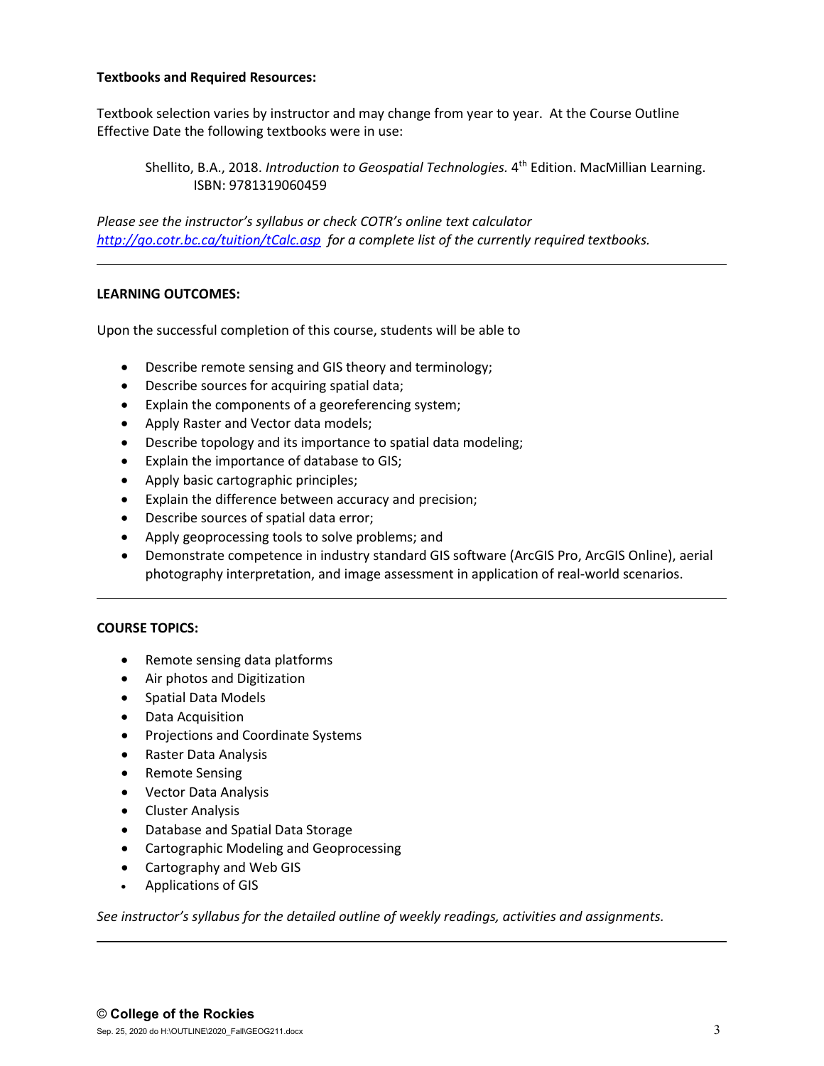**Textbooks and Required Resources:**

Textbook selection varies by instructor and may change from year to year. At the Course Outline Effective Date the following textbooks were in use:

> Shellito, B.A., 2018. *Introduction to Geospatial Technologies.* 4th Edition. MacMillian Learning. ISBN: 9781319060459

*Please see the instructor's syllabus or check COTR's online text calculator [http://go.cotr.bc.ca/tuition/tCalc.asp](http://go.cotr.bc.ca/tuition/tCalc.asp) for a complete list of the currently required textbooks.*

---

**LEARNING OUTCOMES:**

Upon the successful completion of this course, students will be able to

- Describe remote sensing and GIS theory and terminology;
- Describe sources for acquiring spatial data;
- Explain the components of a georeferencing system;
- Apply Raster and Vector data models;
- Describe topology and its importance to spatial data modeling;
- Explain the importance of database to GIS;
- Apply basic cartographic principles;
- Explain the difference between accuracy and precision;
- Describe sources of spatial data error;
- Apply geoprocessing tools to solve problems; and
- Demonstrate competence in industry standard GIS software (ArcGIS Pro, ArcGIS Online), aerial photography interpretation, and image assessment in application of real-world scenarios.

---

**COURSE TOPICS:**

- Remote sensing data platforms
- Air photos and Digitization
- Spatial Data Models
- Data Acquisition
- Projections and Coordinate Systems
- Raster Data Analysis
- Remote Sensing
- Vector Data Analysis
- Cluster Analysis
- Database and Spatial Data Storage
- Cartographic Modeling and Geoprocessing
- Cartography and Web GIS
- Applications of GIS

*See instructor's syllabus for the detailed outline of weekly readings, activities and assignments.*

---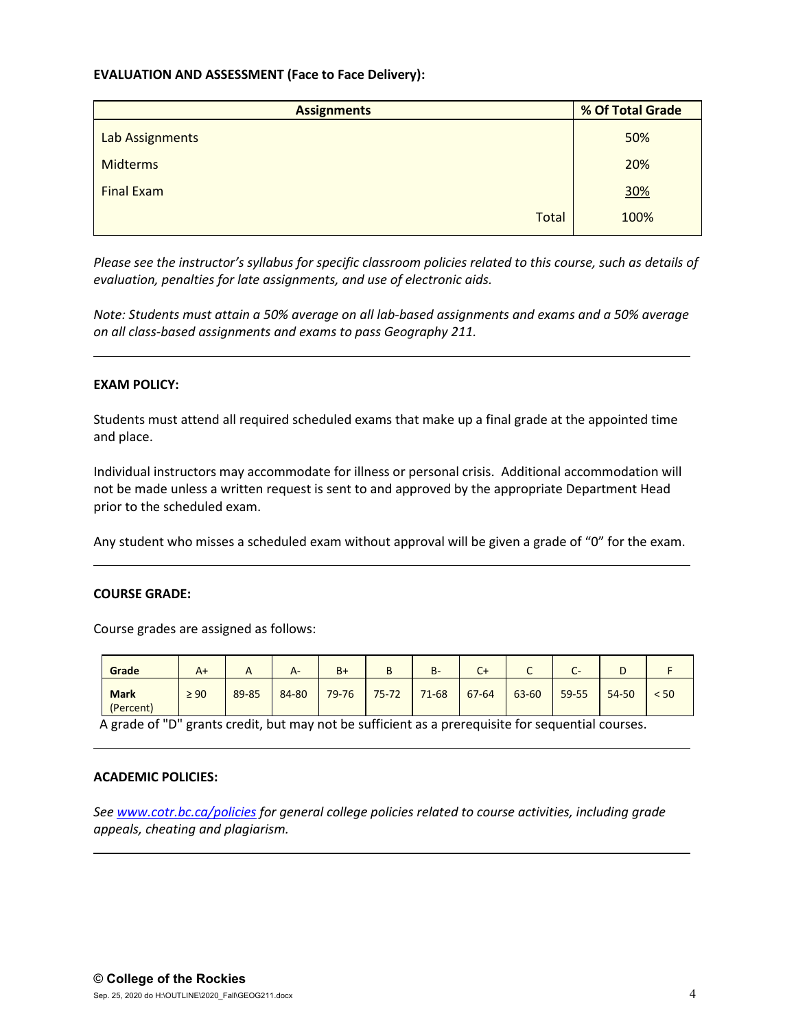**EVALUATION AND ASSESSMENT (Face to Face Delivery):**

| Assignments | % Of Total Grade |
|---|---|
| Lab Assignments | 50% |
| Midterms | 20% |
| Final Exam | 30% |
| Total | 100% |

*Please see the instructor's syllabus for specific classroom policies related to this course, such as details of evaluation, penalties for late assignments, and use of electronic aids.*

*Note: Students must attain a 50% average on all lab-based assignments and exams and a 50% average on all class-based assignments and exams to pass Geography 211.*

---

**EXAM POLICY:**

Students must attend all required scheduled exams that make up a final grade at the appointed time and place.

Individual instructors may accommodate for illness or personal crisis. Additional accommodation will not be made unless a written request is sent to and approved by the appropriate Department Head prior to the scheduled exam.

Any student who misses a scheduled exam without approval will be given a grade of "0" for the exam.

---

**COURSE GRADE:**

Course grades are assigned as follows:

| Grade | A+ | A | A- | B+ | B | B- | C+ | C | C- | D | F |
|---|---|---|---|---|---|---|---|---|---|---|---|
| **Mark** (Percent) | ≥ 90 | 89-85 | 84-80 | 79-76 | 75-72 | 71-68 | 67-64 | 63-60 | 59-55 | 54-50 | < 50 |

A grade of "D" grants credit, but may not be sufficient as a prerequisite for sequential courses.

---

**ACADEMIC POLICIES:**

*See www.cotr.bc.ca/policies for general college policies related to course activities, including grade appeals, cheating and plagiarism.*

---

© **College of the Rockies**

Sep. 25, 2020 do H:\OUTLINE\2020_Fall\GEOG211.docx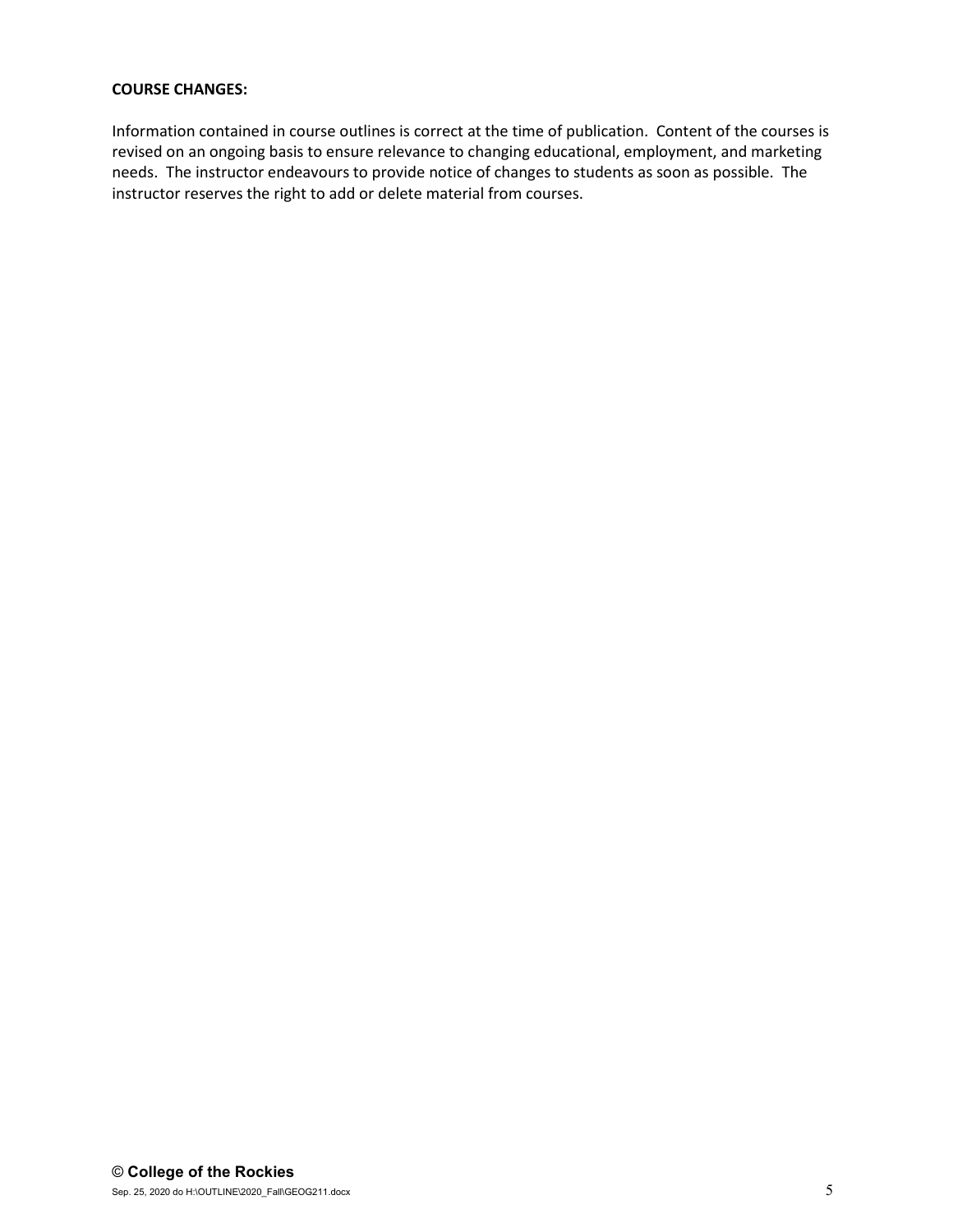**COURSE CHANGES:**

Information contained in course outlines is correct at the time of publication. Content of the courses is revised on an ongoing basis to ensure relevance to changing educational, employment, and marketing needs. The instructor endeavours to provide notice of changes to students as soon as possible. The instructor reserves the right to add or delete material from courses.